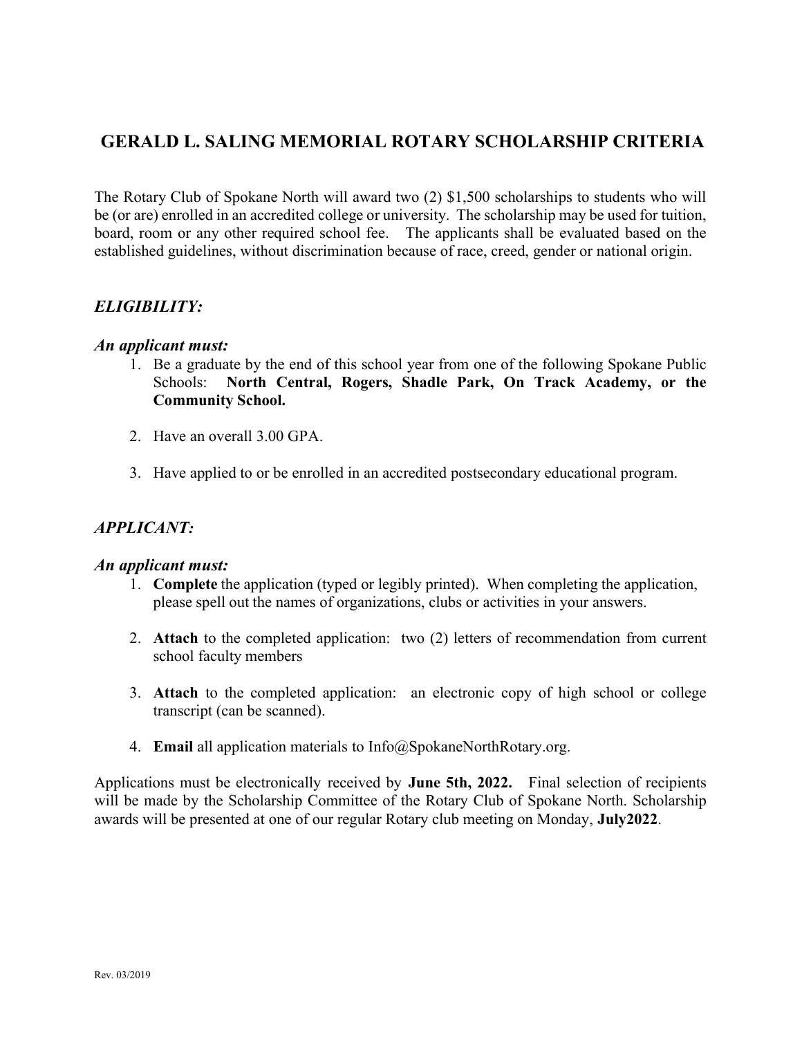# GERALD L. SALING MEMORIAL ROTARY SCHOLARSHIP CRITERIA

The Rotary Club of Spokane North will award two (2) $1,500 scholarships to students who will be (or are) enrolled in an accredited college or university. The scholarship may be used for tuition, board, room or any other required school fee. The applicants shall be evaluated based on the established guidelines, without discrimination because of race, creed, gender or national origin.

## *ELIGIBILITY:*

### *An applicant must:*

1. Be a graduate by the end of this school year from one of the following Spokane Public Schools: **North Central, Rogers, Shadle Park, On Track Academy, or the Community School.**

2. Have an overall 3.00 GPA.

3. Have applied to or be enrolled in an accredited postsecondary educational program.

## *APPLICANT:*

### *An applicant must:*

1. **Complete** the application (typed or legibly printed). When completing the application, please spell out the names of organizations, clubs or activities in your answers.

2. **Attach** to the completed application: two (2) letters of recommendation from current school faculty members

3. **Attach** to the completed application: an electronic copy of high school or college transcript (can be scanned).

4. **Email** all application materials to Info@SpokaneNorthRotary.org.

Applications must be electronically received by **June 5th, 2022.** Final selection of recipients will be made by the Scholarship Committee of the Rotary Club of Spokane North. Scholarship awards will be presented at one of our regular Rotary club meeting on Monday, **July2022**.

Rev. 03/2019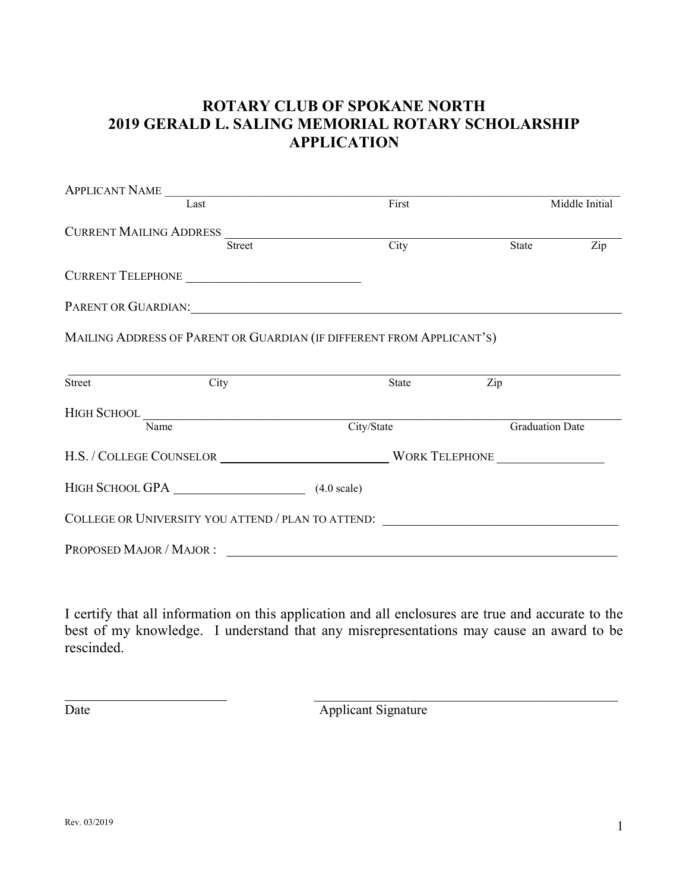# ROTARY CLUB OF SPOKANE NORTH
# 2019 GERALD L. SALING MEMORIAL ROTARY SCHOLARSHIP APPLICATION

APPLICANT NAME ______________________________________________________________________
Last First Middle Initial

CURRENT MAILING ADDRESS ____________________________________________________________
Street City State Zip

CURRENT TELEPHONE ___________________________

PARENT OR GUARDIAN:_________________________________________________________________

MAILING ADDRESS OF PARENT OR GUARDIAN (IF DIFFERENT FROM APPLICANT'S)

_____________________________________________________________________________________
Street City State Zip

HIGH SCHOOL _________________________________________________________________________
Name City/State Graduation Date

H.S. / COLLEGE COUNSELOR __________________________ WORK TELEPHONE _________________

HIGH SCHOOL GPA ____________________ (4.0 scale)

COLLEGE OR UNIVERSITY YOU ATTEND / PLAN TO ATTEND: _____________________________________

PROPOSED MAJOR / MAJOR : ___________________________________________________________

I certify that all information on this application and all enclosures are true and accurate to the best of my knowledge. I understand that any misrepresentations may cause an award to be rescinded.

________________________ _______________________________________________
Date Applicant Signature

Rev. 03/2019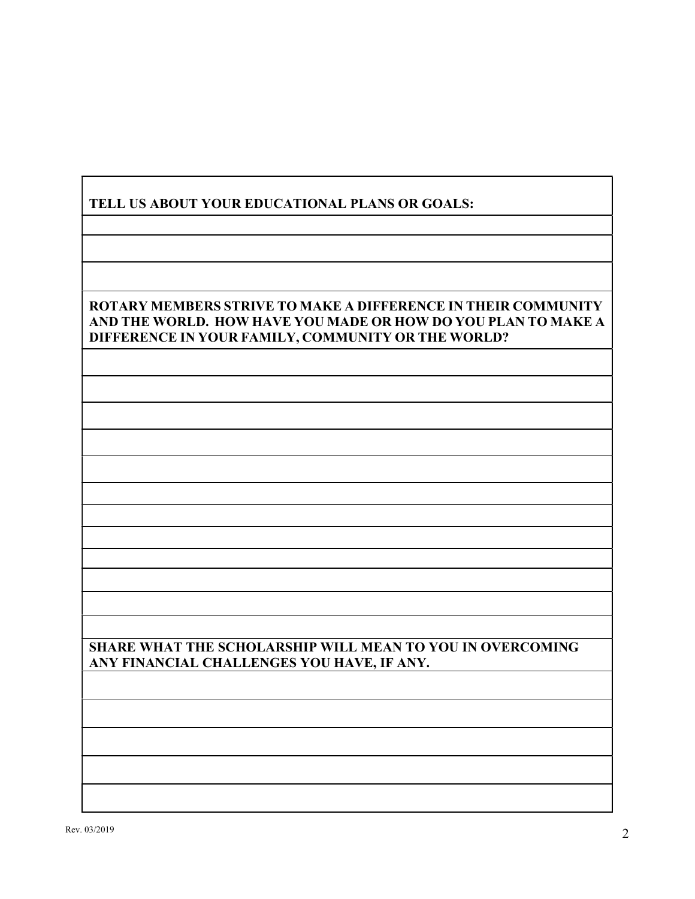**TELL US ABOUT YOUR EDUCATIONAL PLANS OR GOALS:**

**ROTARY MEMBERS STRIVE TO MAKE A DIFFERENCE IN THEIR COMMUNITY AND THE WORLD. HOW HAVE YOU MADE OR HOW DO YOU PLAN TO MAKE A DIFFERENCE IN YOUR FAMILY, COMMUNITY OR THE WORLD?**

**SHARE WHAT THE SCHOLARSHIP WILL MEAN TO YOU IN OVERCOMING ANY FINANCIAL CHALLENGES YOU HAVE, IF ANY.**

Rev. 03/2019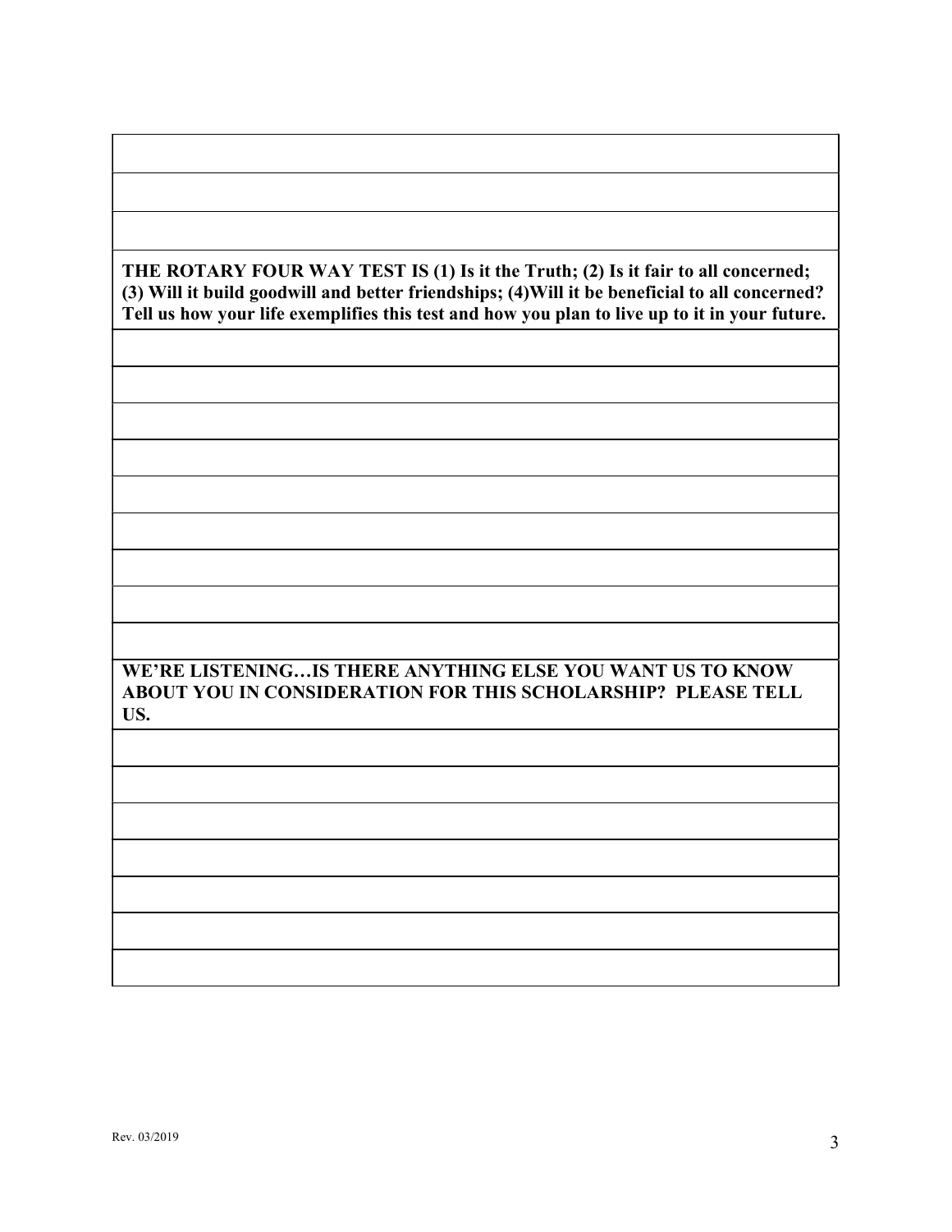**THE ROTARY FOUR WAY TEST IS (1) Is it the Truth; (2) Is it fair to all concerned; (3) Will it build goodwill and better friendships; (4)Will it be beneficial to all concerned? Tell us how your life exemplifies this test and how you plan to live up to it in your future.**

**WE'RE LISTENING…IS THERE ANYTHING ELSE YOU WANT US TO KNOW ABOUT YOU IN CONSIDERATION FOR THIS SCHOLARSHIP? PLEASE TELL US.**

Rev. 03/2019